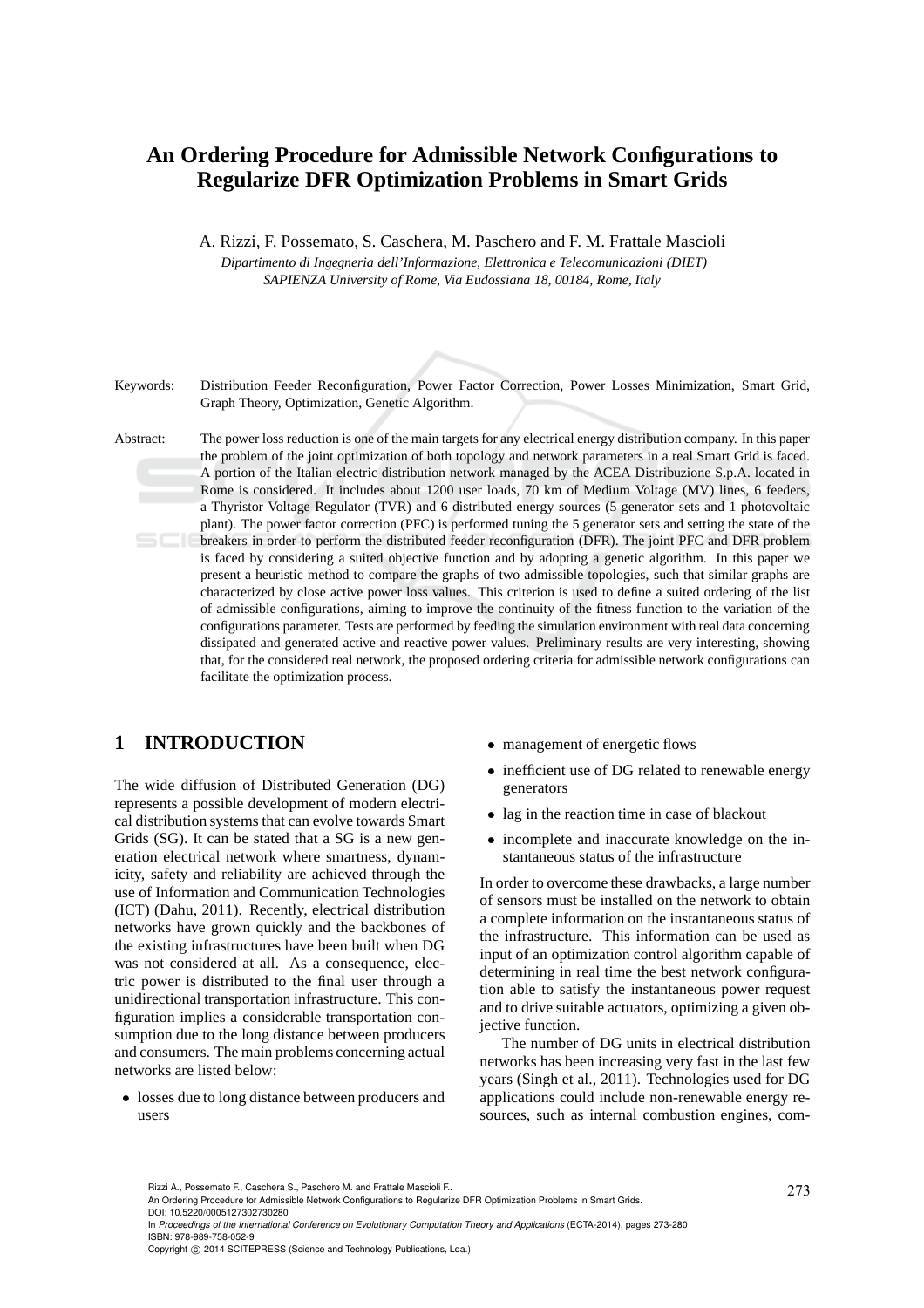# An Ordering Procedure for Admissible Network Configurations to Regularize DFR Optimization Problems in Smart Grids

A. Rizzi, F. Possemato, S. Caschera, M. Paschero and F. M. Frattale Mascioli

*Dipartimento di Ingegneria dell'Informazione, Elettronica e Telecomunicazioni (DIET)*
*SAPIENZA University of Rome, Via Eudossiana 18, 00184, Rome, Italy*

Keywords: Distribution Feeder Reconfiguration, Power Factor Correction, Power Losses Minimization, Smart Grid, Graph Theory, Optimization, Genetic Algorithm.

Abstract: The power loss reduction is one of the main targets for any electrical energy distribution company. In this paper the problem of the joint optimization of both topology and network parameters in a real Smart Grid is faced. A portion of the Italian electric distribution network managed by the ACEA Distribuzione S.p.A. located in Rome is considered. It includes about 1200 user loads, 70 km of Medium Voltage (MV) lines, 6 feeders, a Thyristor Voltage Regulator (TVR) and 6 distributed energy sources (5 generator sets and 1 photovoltaic plant). The power factor correction (PFC) is performed tuning the 5 generator sets and setting the state of the breakers in order to perform the distributed feeder reconfiguration (DFR). The joint PFC and DFR problem is faced by considering a suited objective function and by adopting a genetic algorithm. In this paper we present a heuristic method to compare the graphs of two admissible topologies, such that similar graphs are characterized by close active power loss values. This criterion is used to define a suited ordering of the list of admissible configurations, aiming to improve the continuity of the fitness function to the variation of the configurations parameter. Tests are performed by feeding the simulation environment with real data concerning dissipated and generated active and reactive power values. Preliminary results are very interesting, showing that, for the considered real network, the proposed ordering criteria for admissible network configurations can facilitate the optimization process.

## 1 INTRODUCTION

The wide diffusion of Distributed Generation (DG) represents a possible development of modern electrical distribution systems that can evolve towards Smart Grids (SG). It can be stated that a SG is a new generation electrical network where smartness, dynamicity, safety and reliability are achieved through the use of Information and Communication Technologies (ICT) (Dahu, 2011). Recently, electrical distribution networks have grown quickly and the backbones of the existing infrastructures have been built when DG was not considered at all. As a consequence, electric power is distributed to the final user through a unidirectional transportation infrastructure. This configuration implies a considerable transportation consumption due to the long distance between producers and consumers. The main problems concerning actual networks are listed below:

- losses due to long distance between producers and users
- management of energetic flows
- inefficient use of DG related to renewable energy generators
- lag in the reaction time in case of blackout
- incomplete and inaccurate knowledge on the instantaneous status of the infrastructure

In order to overcome these drawbacks, a large number of sensors must be installed on the network to obtain a complete information on the instantaneous status of the infrastructure. This information can be used as input of an optimization control algorithm capable of determining in real time the best network configuration able to satisfy the instantaneous power request and to drive suitable actuators, optimizing a given objective function.

The number of DG units in electrical distribution networks has been increasing very fast in the last few years (Singh et al., 2011). Technologies used for DG applications could include non-renewable energy resources, such as internal combustion engines, com-

Rizzi A., Possemato F., Caschera S., Paschero M. and Frattale Mascioli F..
An Ordering Procedure for Admissible Network Configurations to Regularize DFR Optimization Problems in Smart Grids.
DOI: 10.5220/0005127302730280
In *Proceedings of the International Conference on Evolutionary Computation Theory and Applications* (ECTA-2014), pages 273-280
ISBN: 978-989-758-052-9
Copyright © 2014 SCITEPRESS (Science and Technology Publications, Lda.)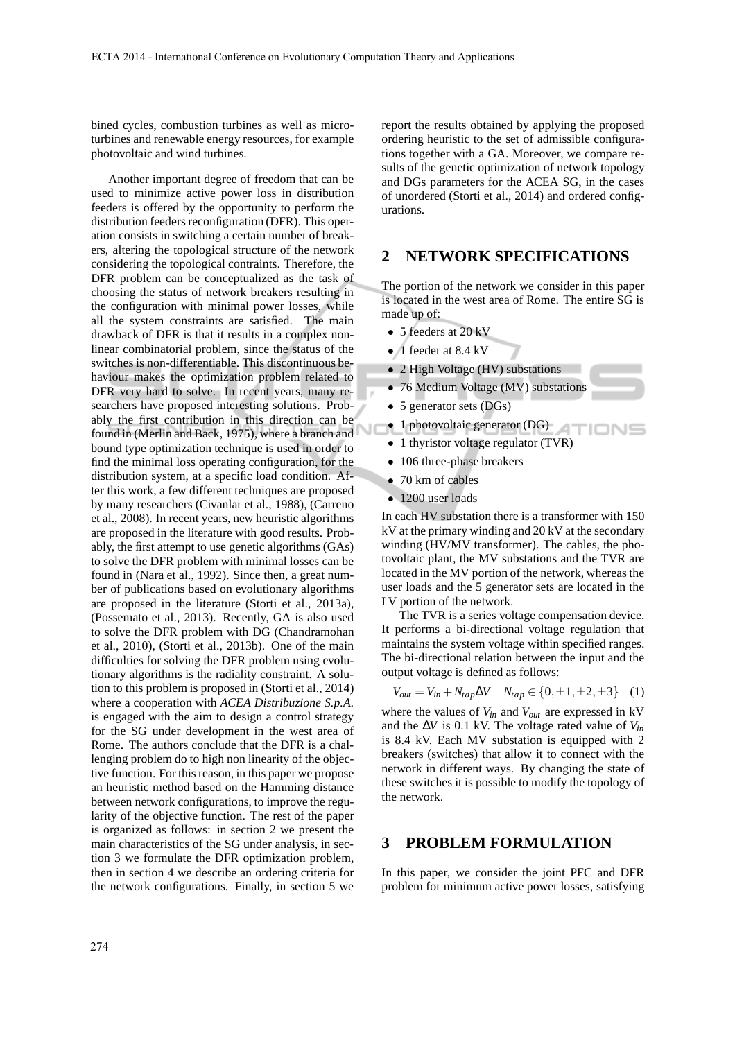bined cycles, combustion turbines as well as microturbines and renewable energy resources, for example photovoltaic and wind turbines.

Another important degree of freedom that can be used to minimize active power loss in distribution feeders is offered by the opportunity to perform the distribution feeders reconfiguration (DFR). This operation consists in switching a certain number of breakers, altering the topological structure of the network considering the topological contraints. Therefore, the DFR problem can be conceptualized as the task of choosing the status of network breakers resulting in the configuration with minimal power losses, while all the system constraints are satisfied. The main drawback of DFR is that it results in a complex nonlinear combinatorial problem, since the status of the switches is non-differentiable. This discontinuous behaviour makes the optimization problem related to DFR very hard to solve. In recent years, many researchers have proposed interesting solutions. Probably the first contribution in this direction can be found in (Merlin and Back, 1975), where a branch and bound type optimization technique is used in order to find the minimal loss operating configuration, for the distribution system, at a specific load condition. After this work, a few different techniques are proposed by many researchers (Civanlar et al., 1988), (Carreno et al., 2008). In recent years, new heuristic algorithms are proposed in the literature with good results. Probably, the first attempt to use genetic algorithms (GAs) to solve the DFR problem with minimal losses can be found in (Nara et al., 1992). Since then, a great number of publications based on evolutionary algorithms are proposed in the literature (Storti et al., 2013a), (Possemato et al., 2013). Recently, GA is also used to solve the DFR problem with DG (Chandramohan et al., 2010), (Storti et al., 2013b). One of the main difficulties for solving the DFR problem using evolutionary algorithms is the radiality constraint. A solution to this problem is proposed in (Storti et al., 2014) where a cooperation with *ACEA Distribuzione S.p.A.* is engaged with the aim to design a control strategy for the SG under development in the west area of Rome. The authors conclude that the DFR is a challenging problem do to high non linearity of the objective function. For this reason, in this paper we propose an heuristic method based on the Hamming distance between network configurations, to improve the regularity of the objective function. The rest of the paper is organized as follows: in section 2 we present the main characteristics of the SG under analysis, in section 3 we formulate the DFR optimization problem, then in section 4 we describe an ordering criteria for the network configurations. Finally, in section 5 we report the results obtained by applying the proposed ordering heuristic to the set of admissible configurations together with a GA. Moreover, we compare results of the genetic optimization of network topology and DGs parameters for the ACEA SG, in the cases of unordered (Storti et al., 2014) and ordered configurations.

## 2 NETWORK SPECIFICATIONS

The portion of the network we consider in this paper is located in the west area of Rome. The entire SG is made up of:

- 5 feeders at 20 kV
- 1 feeder at 8.4 kV
- 2 High Voltage (HV) substations
- 76 Medium Voltage (MV) substations
- 5 generator sets (DGs)
- 1 photovoltaic generator (DG)
- 1 thyristor voltage regulator (TVR)
- 106 three-phase breakers
- 70 km of cables
- 1200 user loads

In each HV substation there is a transformer with 150 kV at the primary winding and 20 kV at the secondary winding (HV/MV transformer). The cables, the photovoltaic plant, the MV substations and the TVR are located in the MV portion of the network, whereas the user loads and the 5 generator sets are located in the LV portion of the network.

The TVR is a series voltage compensation device. It performs a bi-directional voltage regulation that maintains the system voltage within specified ranges. The bi-directional relation between the input and the output voltage is defined as follows:

$$V_{out} = V_{in} + N_{tap}\Delta V \quad N_{tap} \in \{0, \pm 1, \pm 2, \pm 3\} \quad (1)$$

where the values of $V_{in}$ and $V_{out}$ are expressed in kV and the $\Delta V$ is 0.1 kV. The voltage rated value of $V_{in}$ is 8.4 kV. Each MV substation is equipped with 2 breakers (switches) that allow it to connect with the network in different ways. By changing the state of these switches it is possible to modify the topology of the network.

## 3 PROBLEM FORMULATION

In this paper, we consider the joint PFC and DFR problem for minimum active power losses, satisfying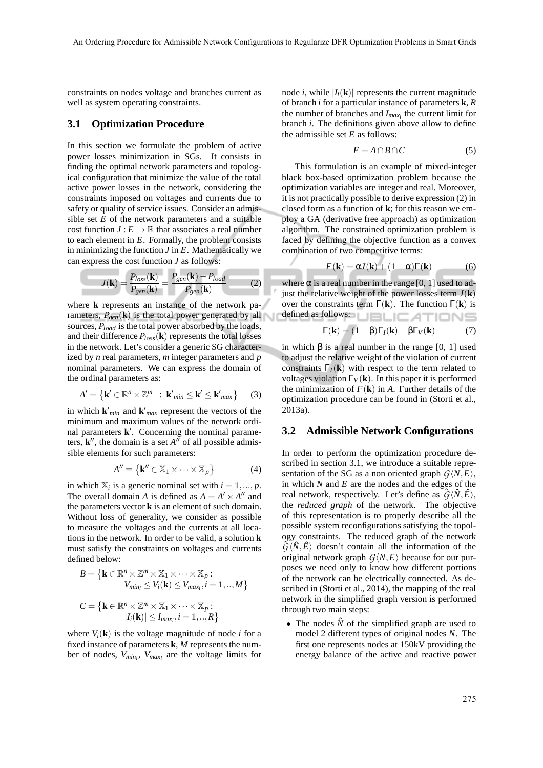constraints on nodes voltage and branches current as well as system operating constraints.

## 3.1 Optimization Procedure

In this section we formulate the problem of active power losses minimization in SGs. It consists in finding the optimal network parameters and topological configuration that minimize the value of the total active power losses in the network, considering the constraints imposed on voltages and currents due to safety or quality of service issues. Consider an admissible set $E$ of the network parameters and a suitable cost function $J : E \to \mathbb{R}$ that associates a real number to each element in $E$. Formally, the problem consists in minimizing the function $J$ in $E$. Mathematically we can express the cost function $J$ as follows:

$$J(\mathbf{k}) = \frac{P_{loss}(\mathbf{k})}{P_{gen}(\mathbf{k})} = \frac{P_{gen}(\mathbf{k}) - P_{load}}{P_{gen}(\mathbf{k})} \quad (2)$$

where $\mathbf{k}$ represents an instance of the network parameters, $P_{gen}(\mathbf{k})$ is the total power generated by all sources, $P_{load}$ is the total power absorbed by the loads, and their difference $P_{loss}(\mathbf{k})$ represents the total losses in the network. Let's consider a generic SG characterized by $n$ real parameters, $m$ integer parameters and $p$ nominal parameters. We can express the domain of the ordinal parameters as:

$$A' = \left\{ \mathbf{k}' \in \mathbb{R}^n \times \mathbb{Z}^m \ : \ \mathbf{k}'_{min} \leq \mathbf{k}' \leq \mathbf{k}'_{max} \right\} \quad (3)$$

in which $\mathbf{k}'_{min}$ and $\mathbf{k}'_{max}$ represent the vectors of the minimum and maximum values of the network ordinal parameters $\mathbf{k}'$. Concerning the nominal parameters, $\mathbf{k}''$, the domain is a set $A''$ of all possible admissible elements for such parameters:

$$A'' = \left\{ \mathbf{k}'' \in \mathbb{X}_1 \times \cdots \times \mathbb{X}_p \right\} \quad (4)$$

in which $\mathbb{X}_i$ is a generic nominal set with $i = 1, ..., p$. The overall domain $A$ is defined as $A = A' \times A''$ and the parameters vector $\mathbf{k}$ is an element of such domain. Without loss of generality, we consider as possible to measure the voltages and the currents at all locations in the network. In order to be valid, a solution $\mathbf{k}$ must satisfy the constraints on voltages and currents defined below:

$$B = \left\{ \mathbf{k} \in \mathbb{R}^n \times \mathbb{Z}^m \times \mathbb{X}_1 \times \cdots \times \mathbb{X}_p : V_{min_i} \leq V_i(\mathbf{k}) \leq V_{max_i}, i = 1, .., M \right\}$$

$$C = \left\{ \mathbf{k} \in \mathbb{R}^n \times \mathbb{Z}^m \times \mathbb{X}_1 \times \cdots \times \mathbb{X}_p : |I_i(\mathbf{k})| \leq I_{max_i}, i = 1, .., R \right\}$$

where $V_i(\mathbf{k})$ is the voltage magnitude of node $i$ for a fixed instance of parameters $\mathbf{k}$, $M$ represents the number of nodes, $V_{min_i}$, $V_{max_i}$ are the voltage limits for node $i$, while $|I_i(\mathbf{k})|$ represents the current magnitude of branch $i$ for a particular instance of parameters $\mathbf{k}$, $R$ the number of branches and $I_{max_i}$ the current limit for branch $i$. The definitions given above allow to define the admissible set $E$ as follows:

$$E = A \cap B \cap C \quad (5)$$

This formulation is an example of mixed-integer black box-based optimization problem because the optimization variables are integer and real. Moreover, it is not practically possible to derive expression (2) in closed form as a function of $\mathbf{k}$; for this reason we employ a GA (derivative free approach) as optimization algorithm. The constrained optimization problem is faced by defining the objective function as a convex combination of two competitive terms:

$$F(\mathbf{k}) = \alpha J(\mathbf{k}) + (1 - \alpha)\Gamma(\mathbf{k}) \quad (6)$$

where $\alpha$ is a real number in the range [0, 1] used to adjust the relative weight of the power losses term $J(\mathbf{k})$ over the constraints term $\Gamma(\mathbf{k})$. The function $\Gamma(\mathbf{k})$ is defined as follows:

$$\Gamma(\mathbf{k}) = (1 - \beta)\Gamma_I(\mathbf{k}) + \beta\Gamma_V(\mathbf{k}) \quad (7)$$

in which $\beta$ is a real number in the range [0, 1] used to adjust the relative weight of the violation of current constraints $\Gamma_I(\mathbf{k})$ with respect to the term related to voltages violation $\Gamma_V(\mathbf{k})$. In this paper it is performed the minimization of $F(\mathbf{k})$ in $A$. Further details of the optimization procedure can be found in (Storti et al., 2013a).

## 3.2 Admissible Network Configurations

In order to perform the optimization procedure described in section 3.1, we introduce a suitable representation of the SG as a non oriented graph $\mathcal{G}\langle N, E\rangle$, in which $N$ and $E$ are the nodes and the edges of the real network, respectively. Let's define as $\hat{\mathcal{G}}\langle \hat{N}, \hat{E}\rangle$, the *reduced graph* of the network. The objective of this representation is to properly describe all the possible system reconfigurations satisfying the topology constraints. The reduced graph of the network $\hat{\mathcal{G}}\langle \hat{N}, \hat{E}\rangle$ doesn't contain all the information of the original network graph $\mathcal{G}\langle N, E\rangle$ because for our purposes we need only to know how different portions of the network can be electrically connected. As described in (Storti et al., 2014), the mapping of the real network in the simplified graph version is performed through two main steps:

- The nodes $\hat{N}$ of the simplified graph are used to model 2 different types of original nodes $N$. The first one represents nodes at 150kV providing the energy balance of the active and reactive power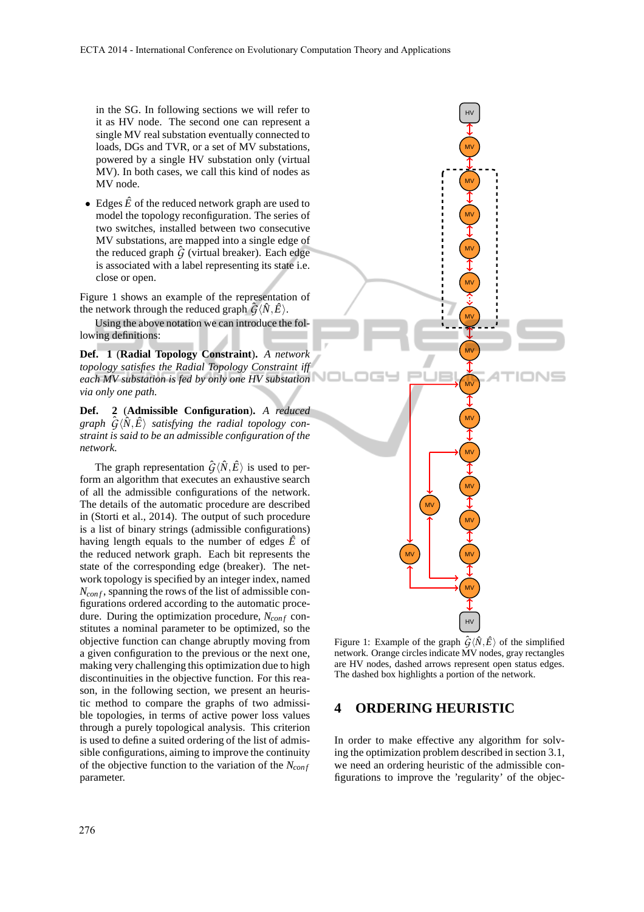in the SG. In following sections we will refer to it as HV node. The second one can represent a single MV real substation eventually connected to loads, DGs and TVR, or a set of MV substations, powered by a single HV substation only (virtual MV). In both cases, we call this kind of nodes as MV node.

- Edges $\hat{E}$ of the reduced network graph are used to model the topology reconfiguration. The series of two switches, installed between two consecutive MV substations, are mapped into a single edge of the reduced graph $\hat{\mathcal{G}}$ (virtual breaker). Each edge is associated with a label representing its state i.e. close or open.

Figure 1 shows an example of the representation of the network through the reduced graph $\hat{\mathcal{G}}\langle\hat{N},\hat{E}\rangle$.

Using the above notation we can introduce the following definitions:

**Def. 1** (**Radial Topology Constraint**). *A network topology satisfies the Radial Topology Constraint iff each MV substation is fed by only one HV substation via only one path.*

**Def. 2** (**Admissible Configuration**). *A reduced graph $\hat{\mathcal{G}}\langle\hat{N},\hat{E}\rangle$ satisfying the radial topology constraint is said to be an admissible configuration of the network.*

The graph representation $\hat{\mathcal{G}}\langle\hat{N},\hat{E}\rangle$ is used to perform an algorithm that executes an exhaustive search of all the admissible configurations of the network. The details of the automatic procedure are described in (Storti et al., 2014). The output of such procedure is a list of binary strings (admissible configurations) having length equals to the number of edges $\hat{E}$ of the reduced network graph. Each bit represents the state of the corresponding edge (breaker). The network topology is specified by an integer index, named $N_{conf}$, spanning the rows of the list of admissible configurations ordered according to the automatic procedure. During the optimization procedure, $N_{conf}$ constitutes a nominal parameter to be optimized, so the objective function can change abruptly moving from a given configuration to the previous or the next one, making very challenging this optimization due to high discontinuities in the objective function. For this reason, in the following section, we present an heuristic method to compare the graphs of two admissible topologies, in terms of active power loss values through a purely topological analysis. This criterion is used to define a suited ordering of the list of admissible configurations, aiming to improve the continuity of the objective function to the variation of the $N_{conf}$ parameter.

Figure 1: Example of the graph $\hat{\mathcal{G}}\langle\hat{N},\hat{E}\rangle$ of the simplified network. Orange circles indicate MV nodes, gray rectangles are HV nodes, dashed arrows represent open status edges. The dashed box highlights a portion of the network.

## 4 ORDERING HEURISTIC

In order to make effective any algorithm for solving the optimization problem described in section 3.1, we need an ordering heuristic of the admissible configurations to improve the 'regularity' of the objec-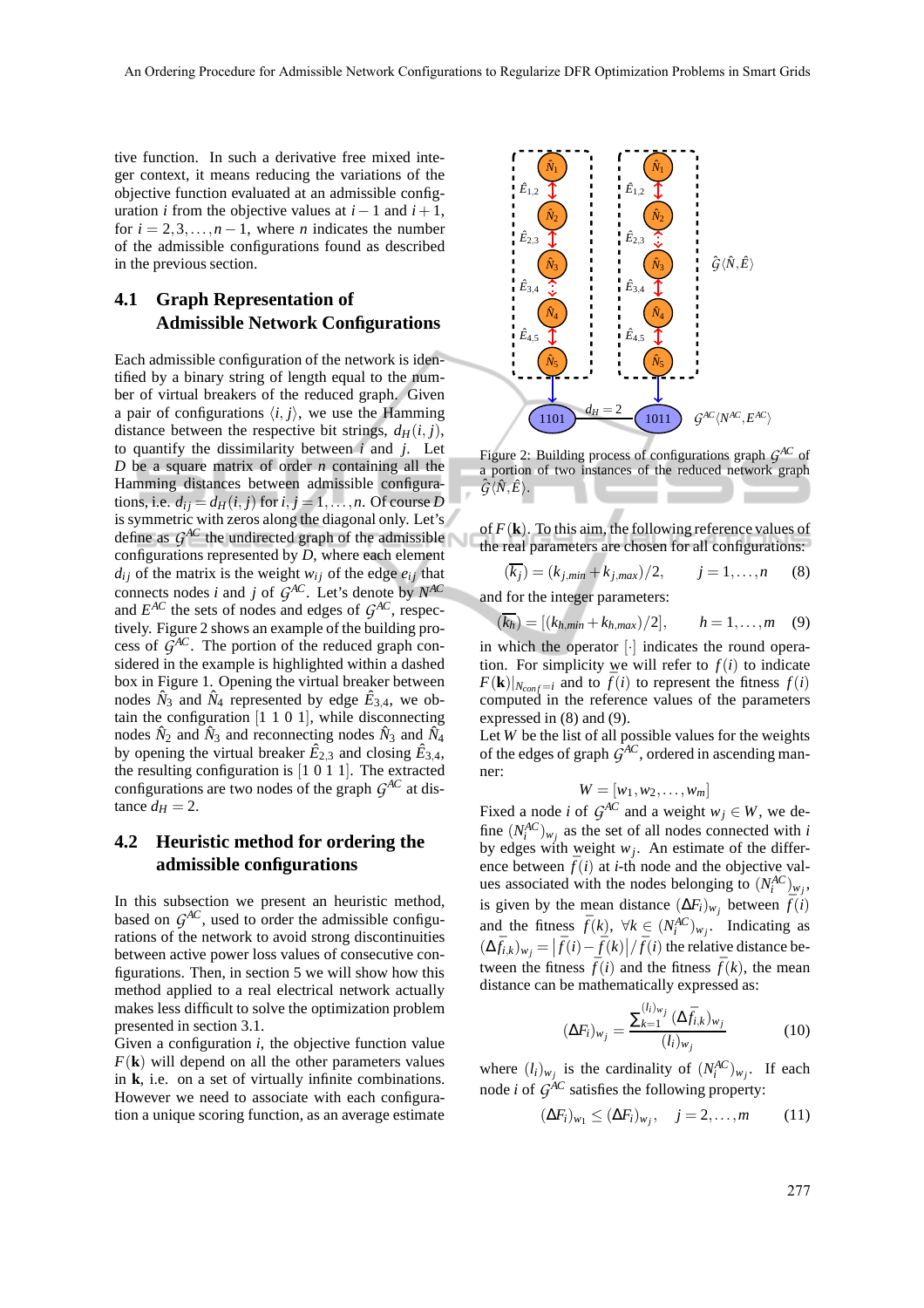tive function. In such a derivative free mixed integer context, it means reducing the variations of the objective function evaluated at an admissible configuration $i$ from the objective values at $i-1$ and $i+1$, for $i = 2,3,\ldots,n-1$, where $n$ indicates the number of the admissible configurations found as described in the previous section.

## 4.1 Graph Representation of Admissible Network Configurations

Each admissible configuration of the network is identified by a binary string of length equal to the number of virtual breakers of the reduced graph. Given a pair of configurations $\langle i, j\rangle$, we use the Hamming distance between the respective bit strings, $d_H(i, j)$, to quantify the dissimilarity between $i$ and $j$. Let $D$ be a square matrix of order $n$ containing all the Hamming distances between admissible configurations, i.e. $d_{ij} = d_H(i, j)$ for $i, j = 1,\ldots,n$. Of course $D$ is symmetric with zeros along the diagonal only. Let's define as $\mathcal{G}^{AC}$ the undirected graph of the admissible configurations represented by $D$, where each element $d_{ij}$ of the matrix is the weight $w_{ij}$ of the edge $e_{ij}$ that connects nodes $i$ and $j$ of $\mathcal{G}^{AC}$. Let's denote by $N^{AC}$ and $E^{AC}$ the sets of nodes and edges of $\mathcal{G}^{AC}$, respectively. Figure 2 shows an example of the building process of $\mathcal{G}^{AC}$. The portion of the reduced graph considered in the example is highlighted within a dashed box in Figure 1. Opening the virtual breaker between nodes $\hat{N}_3$ and $\hat{N}_4$ represented by edge $\hat{E}_{3,4}$, we obtain the configuration [1 1 0 1], while disconnecting nodes $\hat{N}_2$ and $\hat{N}_3$ and reconnecting nodes $\hat{N}_3$ and $\hat{N}_4$ by opening the virtual breaker $\hat{E}_{2,3}$ and closing $\hat{E}_{3,4}$, the resulting configuration is [1 0 1 1]. The extracted configurations are two nodes of the graph $\mathcal{G}^{AC}$ at distance $d_H = 2$.

Figure 2: Building process of configurations graph $\mathcal{G}^{AC}$ of a portion of two instances of the reduced network graph $\hat{\mathcal{G}}\langle\hat{N},\hat{E}\rangle$.

## 4.2 Heuristic method for ordering the admissible configurations

In this subsection we present an heuristic method, based on $\mathcal{G}^{AC}$, used to order the admissible configurations of the network to avoid strong discontinuities between active power loss values of consecutive configurations. Then, in section 5 we will show how this method applied to a real electrical network actually makes less difficult to solve the optimization problem presented in section 3.1.

Given a configuration $i$, the objective function value $F(\mathbf{k})$ will depend on all the other parameters values in $\mathbf{k}$, i.e. on a set of virtually infinite combinations. However we need to associate with each configuration a unique scoring function, as an average estimate of $F(\mathbf{k})$. To this aim, the following reference values of the real parameters are chosen for all configurations:

$$(\overline{k_j}) = (k_{j,min} + k_{j,max})/2, \qquad j = 1,\ldots,n \tag{8}$$

and for the integer parameters:

$$(\overline{k_h}) = [(k_{h,min} + k_{h,max})/2], \qquad h = 1,\ldots,m \tag{9}$$

in which the operator $[\cdot]$ indicates the round operation. For simplicity we will refer to $f(i)$ to indicate $F(\mathbf{k})|_{N_{conf}=i}$ and to $\bar{f}(i)$ to represent the fitness $f(i)$ computed in the reference values of the parameters expressed in (8) and (9).

Let $W$ be the list of all possible values for the weights of the edges of graph $\mathcal{G}^{AC}$, ordered in ascending manner:

$$W = [w_1, w_2, \ldots, w_m]$$

Fixed a node $i$ of $\mathcal{G}^{AC}$ and a weight $w_j \in W$, we define $(N_i^{AC})_{w_j}$ as the set of all nodes connected with $i$ by edges with weight $w_j$. An estimate of the difference between $\bar{f}(i)$ at $i$-th node and the objective values associated with the nodes belonging to $(N_i^{AC})_{w_j}$, is given by the mean distance $(\Delta F_i)_{w_j}$ between $\bar{f}(i)$ and the fitness $\bar{f}(k)$, $\forall k \in (N_i^{AC})_{w_j}$. Indicating as $(\Delta\bar{f}_{i,k})_{w_j} = \left|\bar{f}(i) - \bar{f}(k)\right| / \bar{f}(i)$ the relative distance between the fitness $\bar{f}(i)$ and the fitness $\bar{f}(k)$, the mean distance can be mathematically expressed as:

$$(\Delta F_i)_{w_j} = \frac{\sum_{k=1}^{(l_i)_{w_j}} (\Delta\bar{f}_{i,k})_{w_j}}{(l_i)_{w_j}} \tag{10}$$

where $(l_i)_{w_j}$ is the cardinality of $(N_i^{AC})_{w_j}$. If each node $i$ of $\mathcal{G}^{AC}$ satisfies the following property:

$$(\Delta F_i)_{w_1} \leq (\Delta F_i)_{w_j}, \quad j = 2,\ldots,m \tag{11}$$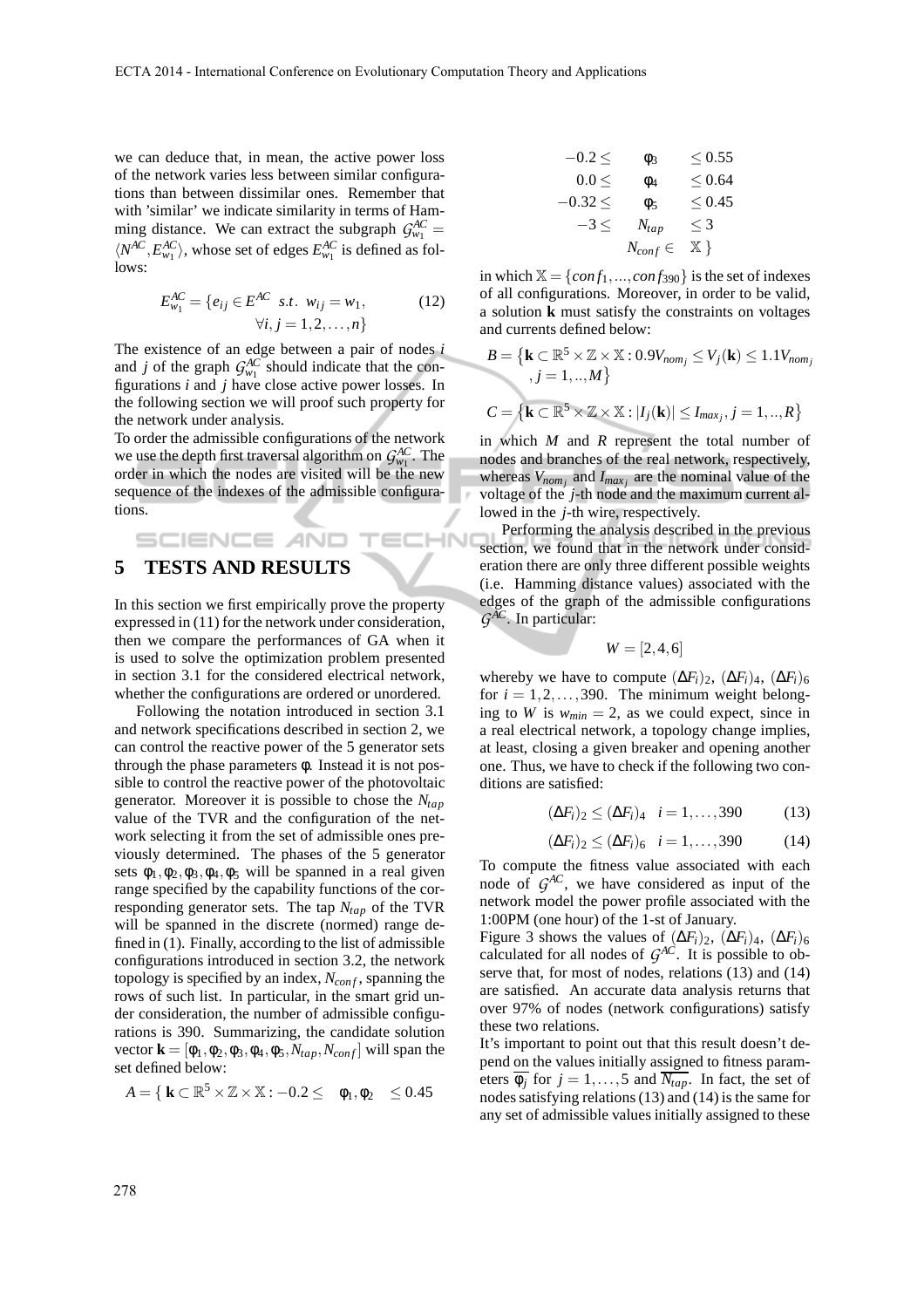we can deduce that, in mean, the active power loss of the network varies less between similar configurations than between dissimilar ones. Remember that with 'similar' we indicate similarity in terms of Hamming distance. We can extract the subgraph $\mathcal{G}^{AC}_{w_1} = \langle N^{AC}, E^{AC}_{w_1} \rangle$, whose set of edges $E^{AC}_{w_1}$ is defined as follows:

$$E^{AC}_{w_1} = \{e_{ij} \in E^{AC} \ \ s.t. \ \ w_{ij} = w_1, \quad \forall i, j = 1, 2, \dots, n\} \tag{12}$$

The existence of an edge between a pair of nodes $i$ and $j$ of the graph $\mathcal{G}^{AC}_{w_1}$ should indicate that the configurations $i$ and $j$ have close active power losses. In the following section we will proof such property for the network under analysis.

To order the admissible configurations of the network we use the depth first traversal algorithm on $\mathcal{G}^{AC}_{w_1}$. The order in which the nodes are visited will be the new sequence of the indexes of the admissible configurations.

# 5 TESTS AND RESULTS

In this section we first empirically prove the property expressed in (11) for the network under consideration, then we compare the performances of GA when it is used to solve the optimization problem presented in section 3.1 for the considered electrical network, whether the configurations are ordered or unordered.

Following the notation introduced in section 3.1 and network specifications described in section 2, we can control the reactive power of the 5 generator sets through the phase parameters $\phi$. Instead it is not possible to control the reactive power of the photovoltaic generator. Moreover it is possible to chose the $N_{tap}$ value of the TVR and the configuration of the network selecting it from the set of admissible ones previously determined. The phases of the 5 generator sets $\phi_1, \phi_2, \phi_3, \phi_4, \phi_5$ will be spanned in a real given range specified by the capability functions of the corresponding generator sets. The tap $N_{tap}$ of the TVR will be spanned in the discrete (normed) range defined in (1). Finally, according to the list of admissible configurations introduced in section 3.2, the network topology is specified by an index, $N_{conf}$, spanning the rows of such list. In particular, in the smart grid under consideration, the number of admissible configurations is 390. Summarizing, the candidate solution vector $\mathbf{k} = [\phi_1, \phi_2, \phi_3, \phi_4, \phi_5, N_{tap}, N_{conf}]$ will span the set defined below:

$$
\begin{aligned}
A = \{ \ \mathbf{k} \subset \mathbb{R}^5 \times \mathbb{Z} \times \mathbb{X} : -0.2 \leq \quad & \phi_1, \phi_2 \quad \leq 0.45 \\
-0.2 \leq \quad & \phi_3 \quad \leq 0.55 \\
0.0 \leq \quad & \phi_4 \quad \leq 0.64 \\
-0.32 \leq \quad & \phi_5 \quad \leq 0.45 \\
-3 \leq \quad & N_{tap} \quad \leq 3 \\
& N_{conf} \in \quad \mathbb{X} \ \}
\end{aligned}
$$

in which $\mathbb{X} = \{conf_1, ..., conf_{390}\}$ is the set of indexes of all configurations. Moreover, in order to be valid, a solution $\mathbf{k}$ must satisfy the constraints on voltages and currents defined below:

$$B = \left\{ \mathbf{k} \subset \mathbb{R}^5 \times \mathbb{Z} \times \mathbb{X} : 0.9V_{nom_j} \leq V_j(\mathbf{k}) \leq 1.1V_{nom_j}, j = 1, .., M \right\}$$

$$C = \left\{ \mathbf{k} \subset \mathbb{R}^5 \times \mathbb{Z} \times \mathbb{X} : |I_j(\mathbf{k})| \leq I_{max_j}, j = 1, .., R \right\}$$

in which $M$ and $R$ represent the total number of nodes and branches of the real network, respectively, whereas $V_{nom_j}$ and $I_{max_j}$ are the nominal value of the voltage of the $j$-th node and the maximum current allowed in the $j$-th wire, respectively.

Performing the analysis described in the previous section, we found that in the network under consideration there are only three different possible weights (i.e. Hamming distance values) associated with the edges of the graph of the admissible configurations $\mathcal{G}^{AC}$. In particular:

$$W = [2, 4, 6]$$

whereby we have to compute $(\Delta F_i)_2$, $(\Delta F_i)_4$, $(\Delta F_i)_6$ for $i = 1, 2, \dots, 390$. The minimum weight belonging to $W$ is $w_{min} = 2$, as we could expect, since in a real electrical network, a topology change implies, at least, closing a given breaker and opening another one. Thus, we have to check if the following two conditions are satisfied:

$$(\Delta F_i)_2 \leq (\Delta F_i)_4 \quad i = 1, \dots, 390 \tag{13}$$

$$(\Delta F_i)_2 \leq (\Delta F_i)_6 \quad i = 1, \dots, 390 \tag{14}$$

To compute the fitness value associated with each node of $\mathcal{G}^{AC}$, we have considered as input of the network model the power profile associated with the 1:00PM (one hour) of the 1-st of January.

Figure 3 shows the values of $(\Delta F_i)_2$, $(\Delta F_i)_4$, $(\Delta F_i)_6$ calculated for all nodes of $\mathcal{G}^{AC}$. It is possible to observe that, for most of nodes, relations (13) and (14) are satisfied. An accurate data analysis returns that over 97% of nodes (network configurations) satisfy these two relations.

It's important to point out that this result doesn't depend on the values initially assigned to fitness parameters $\overline{\phi_j}$ for $j = 1, \dots, 5$ and $\overline{N_{tap}}$. In fact, the set of nodes satisfying relations (13) and (14) is the same for any set of admissible values initially assigned to these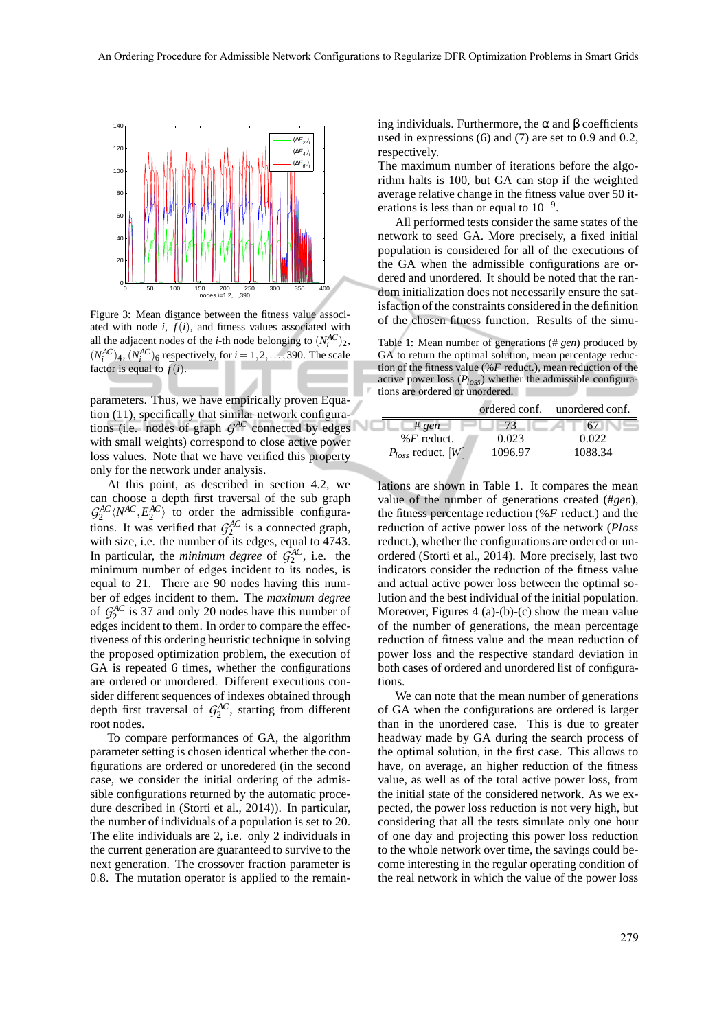Figure 3: Mean distance between the fitness value associated with node $i$, $\bar{f}(i)$, and fitness values associated with all the adjacent nodes of the $i$-th node belonging to $(N_i^{AC})_2$, $(N_i^{AC})_4$, $(N_i^{AC})_6$ respectively, for $i = 1, 2, \ldots, 390$. The scale factor is equal to $\bar{f}(i)$.

parameters. Thus, we have empirically proven Equation (11), specifically that similar network configurations (i.e. nodes of graph $\mathcal{G}^{AC}$ connected by edges with small weights) correspond to close active power loss values. Note that we have verified this property only for the network under analysis.

At this point, as described in section 4.2, we can choose a depth first traversal of the sub graph $\mathcal{G}_2^{AC}\langle N^{AC}, E_2^{AC}\rangle$ to order the admissible configurations. It was verified that $\mathcal{G}_2^{AC}$ is a connected graph, with size, i.e. the number of its edges, equal to 4743. In particular, the *minimum degree* of $\mathcal{G}_2^{AC}$, i.e. the minimum number of edges incident to its nodes, is equal to 21. There are 90 nodes having this number of edges incident to them. The *maximum degree* of $\mathcal{G}_2^{AC}$ is 37 and only 20 nodes have this number of edges incident to them. In order to compare the effectiveness of this ordering heuristic technique in solving the proposed optimization problem, the execution of GA is repeated 6 times, whether the configurations are ordered or unordered. Different executions consider different sequences of indexes obtained through depth first traversal of $\mathcal{G}_2^{AC}$, starting from different root nodes.

To compare performances of GA, the algorithm parameter setting is chosen identical whether the configurations are ordered or unoredered (in the second case, we consider the initial ordering of the admissible configurations returned by the automatic procedure described in (Storti et al., 2014)). In particular, the number of individuals of a population is set to 20. The elite individuals are 2, i.e. only 2 individuals in the current generation are guaranteed to survive to the next generation. The crossover fraction parameter is 0.8. The mutation operator is applied to the remaining individuals. Furthermore, the α and β coefficients used in expressions (6) and (7) are set to 0.9 and 0.2, respectively.

The maximum number of iterations before the algorithm halts is 100, but GA can stop if the weighted average relative change in the fitness value over 50 iterations is less than or equal to $10^{-9}$.

All performed tests consider the same states of the network to seed GA. More precisely, a fixed initial population is considered for all of the executions of the GA when the admissible configurations are ordered and unordered. It should be noted that the random initialization does not necessarily ensure the satisfaction of the constraints considered in the definition of the chosen fitness function. Results of the simulations are shown in Table 1. It compares the mean value of the number of generations created (#*gen*), the fitness percentage reduction (%*F* reduct.) and the reduction of active power loss of the network (*Ploss* reduct.), whether the configurations are ordered or unordered (Storti et al., 2014). More precisely, last two indicators consider the reduction of the fitness value and actual active power loss between the optimal solution and the best individual of the initial population. Moreover, Figures 4 (a)-(b)-(c) show the mean value of the number of generations, the mean percentage reduction of fitness value and the mean reduction of power loss and the respective standard deviation in both cases of ordered and unordered list of configurations.

Table 1: Mean number of generations (# *gen*) produced by GA to return the optimal solution, mean percentage reduction of the fitness value (%*F* reduct.), mean reduction of the active power loss ($P_{loss}$) whether the admissible configurations are ordered or unordered.

| | ordered conf. | unordered conf. |
|---|---|---|
| # *gen* | 73 | 67 |
| %*F* reduct. | 0.023 | 0.022 |
| $P_{loss}$ reduct. $[W]$ | 1096.97 | 1088.34 |

We can note that the mean number of generations of GA when the configurations are ordered is larger than in the unordered case. This is due to greater headway made by GA during the search process of the optimal solution, in the first case. This allows to have, on average, an higher reduction of the fitness value, as well as of the total active power loss, from the initial state of the considered network. As we expected, the power loss reduction is not very high, but considering that all the tests simulate only one hour of one day and projecting this power loss reduction to the whole network over time, the savings could become interesting in the regular operating condition of the real network in which the value of the power loss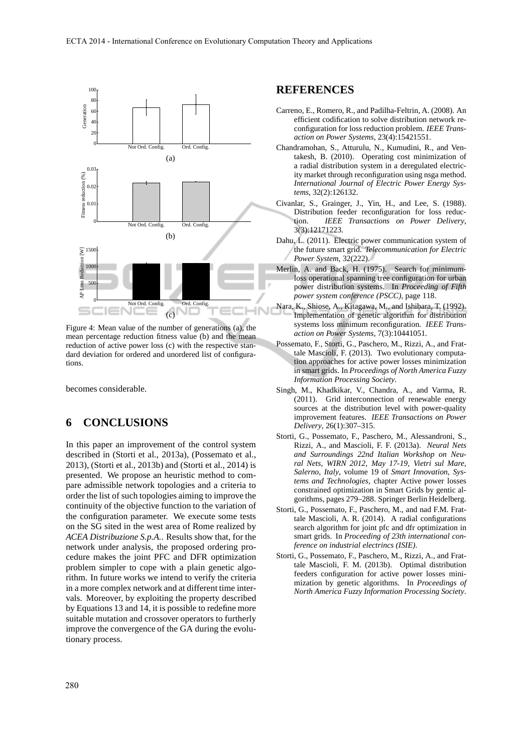100
80
60
40
20
0
Generation
Not Ord. Config.
Ord. Config.
(a)

0.03
0.02
0.01
0
Fitness reduction (%)
Not Ord. Config.
Ord. Config.
(b)

1500
1000
500
0
AP Loss Reduction [W]
Not Ord. Config.
Ord. Config.
(c)

Figure 4: Mean value of the number of generations (a), the mean percentage reduction fitness value (b) and the mean reduction of active power loss (c) with the respective standard deviation for ordered and unordered list of configurations.

becomes considerable.

## 6 CONCLUSIONS

In this paper an improvement of the control system described in (Storti et al., 2013a), (Possemato et al., 2013), (Storti et al., 2013b) and (Storti et al., 2014) is presented. We propose an heuristic method to compare admissible network topologies and a criteria to order the list of such topologies aiming to improve the continuity of the objective function to the variation of the configuration parameter. We execute some tests on the SG sited in the west area of Rome realized by *ACEA Distribuzione S.p.A.*. Results show that, for the network under analysis, the proposed ordering procedure makes the joint PFC and DFR optimization problem simpler to cope with a plain genetic algorithm. In future works we intend to verify the criteria in a more complex network and at different time intervals. Moreover, by exploiting the property described by Equations 13 and 14, it is possible to redefine more suitable mutation and crossover operators to furtherly improve the convergence of the GA during the evolutionary process.

## REFERENCES

Carreno, E., Romero, R., and Padilha-Feltrin, A. (2008). An efficient codification to solve distribution network reconfiguration for loss reduction problem. *IEEE Transaction on Power Systems*, 23(4):15421551.

Chandramohan, S., Atturulu, N., Kumudini, R., and Ventakesh, B. (2010). Operating cost minimization of a radial distribution system in a deregulated electricity market through reconfiguration using nsga method. *International Journal of Electric Power Energy Systems*, 32(2):126132.

Civanlar, S., Grainger, J., Yin, H., and Lee, S. (1988). Distribution feeder reconfiguration for loss reduction. *IEEE Transactions on Power Delivery*, 3(3):12171223.

Dahu, L. (2011). Electric power communication system of the future smart grid. *Telecommunication for Electric Power System*, 32(222).

Merlin, A. and Back, H. (1975). Search for minimum-loss operational spanning tree configuration for urban power distribution systems. In *Proceeding of Fifth power system conference (PSCC)*, page 118.

Nara, K., Shiose, A., Kitagawa, M., and Ishibara, T. (1992). Implementation of genetic algorithm for distribution systems loss minimum reconfiguration. *IEEE Transaction on Power Systems*, 7(3):10441051.

Possemato, F., Storti, G., Paschero, M., Rizzi, A., and Frattale Mascioli, F. (2013). Two evolutionary computation approaches for active power losses minimization in smart grids. In *Proceedings of North America Fuzzy Information Processing Society*.

Singh, M., Khadkikar, V., Chandra, A., and Varma, R. (2011). Grid interconnection of renewable energy sources at the distribution level with power-quality improvement features. *IEEE Transactions on Power Delivery*, 26(1):307–315.

Storti, G., Possemato, F., Paschero, M., Alessandroni, S., Rizzi, A., and Mascioli, F. F. (2013a). *Neural Nets and Surroundings 22nd Italian Workshop on Neural Nets, WIRN 2012, May 17-19, Vietri sul Mare, Salerno, Italy*, volume 19 of *Smart Innovation, Systems and Technologies*, chapter Active power losses constrained optimization in Smart Grids by gentic algorithms, pages 279–288. Springer Berlin Heidelberg.

Storti, G., Possemato, F., Paschero, M., and nad F.M. Frattale Mascioli, A. R. (2014). A radial configurations search algorithm for joint pfc and dfr optimization in smart grids. In *Proceeding of 23th international conference on industrial electrincs (ISIE)*.

Storti, G., Possemato, F., Paschero, M., Rizzi, A., and Frattale Mascioli, F. M. (2013b). Optimal distribution feeders configuration for active power losses minimization by genetic algorithms. In *Proceedings of North America Fuzzy Information Processing Society*.